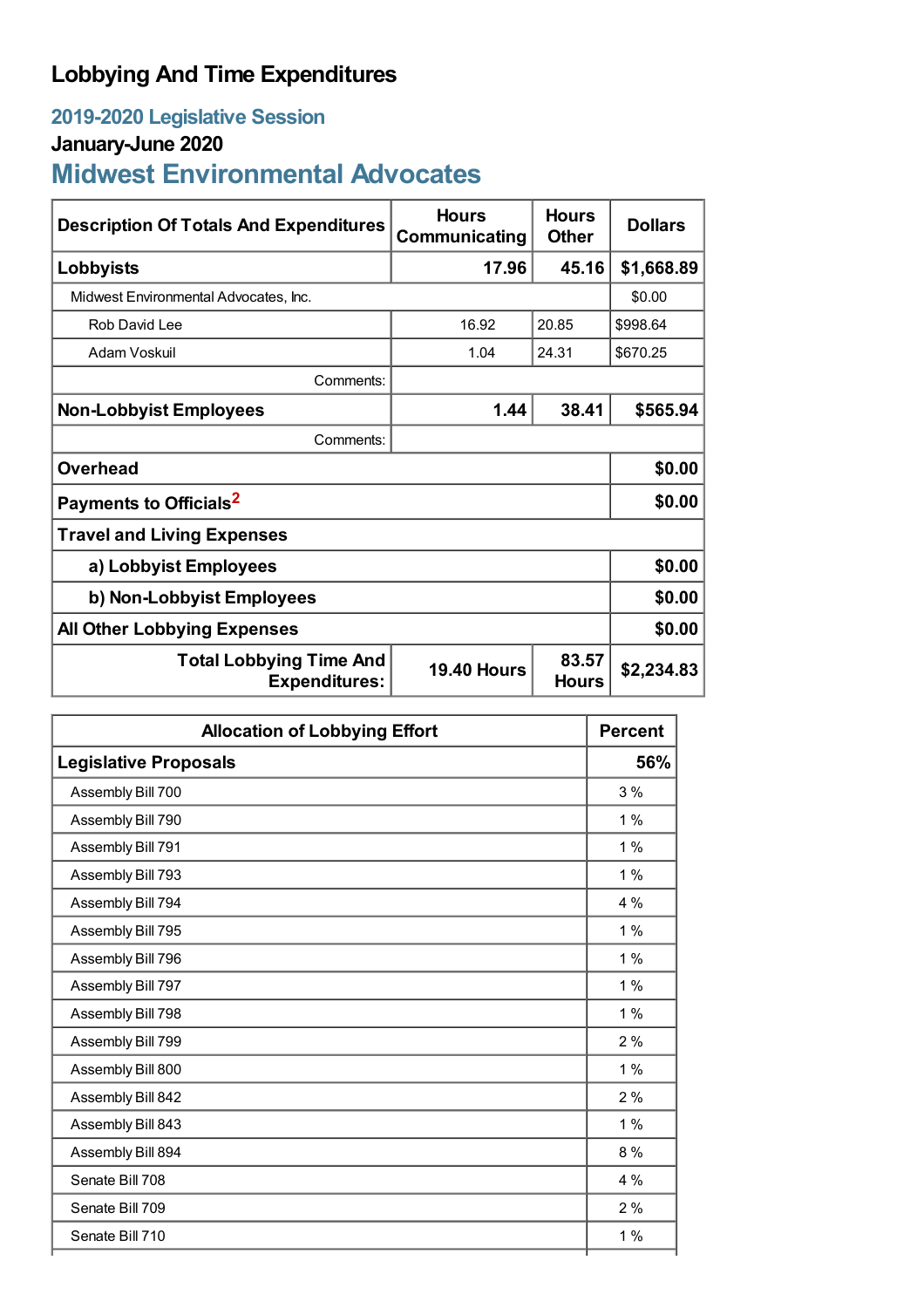# Lobbying And Time Expenditures

## 2019-2020 Legislative Session

### January-June 2020

## Midwest Environmental Advocates

| Description Of Totals And Expenditures | Hours Communicating | Hours Other | Dollars |
|---|---|---|---|
| **Lobbyists** | **17.96** | **45.16** | **$1,668.89** |
| Midwest Environmental Advocates, Inc. | | | $0.00 |
| Rob David Lee | 16.92 | 20.85 | $998.64 |
| Adam Voskuil | 1.04 | 24.31 | $670.25 |
| Comments: | | | |
| **Non-Lobbyist Employees** | **1.44** | **38.41** | **$565.94** |
| Comments: | | | |
| **Overhead** | | | **$0.00** |
| **Payments to Officials**[2] | | | **$0.00** |
| **Travel and Living Expenses** | | | |
| **a) Lobbyist Employees** | | | **$0.00** |
| **b) Non-Lobbyist Employees** | | | **$0.00** |
| **All Other Lobbying Expenses** | | | **$0.00** |
| **Total Lobbying Time And Expenditures:** | **19.40 Hours** | **83.57 Hours** | **$2,234.83** |

| Allocation of Lobbying Effort | Percent |
|---|---|
| **Legislative Proposals** | **56%** |
| Assembly Bill 700 | 3 % |
| Assembly Bill 790 | 1 % |
| Assembly Bill 791 | 1 % |
| Assembly Bill 793 | 1 % |
| Assembly Bill 794 | 4 % |
| Assembly Bill 795 | 1 % |
| Assembly Bill 796 | 1 % |
| Assembly Bill 797 | 1 % |
| Assembly Bill 798 | 1 % |
| Assembly Bill 799 | 2 % |
| Assembly Bill 800 | 1 % |
| Assembly Bill 842 | 2 % |
| Assembly Bill 843 | 1 % |
| Assembly Bill 894 | 8 % |
| Senate Bill 708 | 4 % |
| Senate Bill 709 | 2 % |
| Senate Bill 710 | 1 % |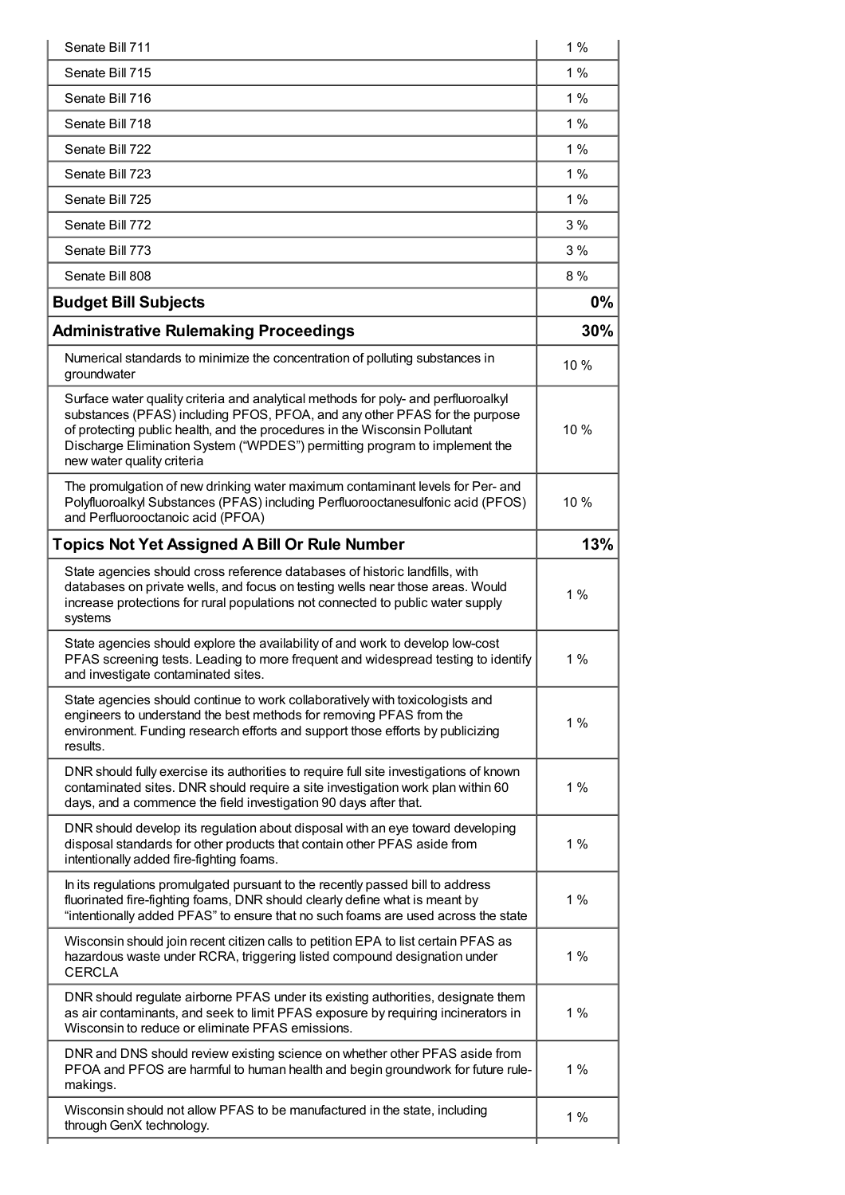| | |
|---|---|
| Senate Bill 711 | 1 % |
| Senate Bill 715 | 1 % |
| Senate Bill 716 | 1 % |
| Senate Bill 718 | 1 % |
| Senate Bill 722 | 1 % |
| Senate Bill 723 | 1 % |
| Senate Bill 725 | 1 % |
| Senate Bill 772 | 3 % |
| Senate Bill 773 | 3 % |
| Senate Bill 808 | 8 % |
| **Budget Bill Subjects** | **0%** |
| **Administrative Rulemaking Proceedings** | **30%** |
| Numerical standards to minimize the concentration of polluting substances in groundwater | 10 % |
| Surface water quality criteria and analytical methods for poly- and perfluoroalkyl substances (PFAS) including PFOS, PFOA, and any other PFAS for the purpose of protecting public health, and the procedures in the Wisconsin Pollutant Discharge Elimination System ("WPDES") permitting program to implement the new water quality criteria | 10 % |
| The promulgation of new drinking water maximum contaminant levels for Per- and Polyfluoroalkyl Substances (PFAS) including Perfluorooctanesulfonic acid (PFOS) and Perfluorooctanoic acid (PFOA) | 10 % |
| **Topics Not Yet Assigned A Bill Or Rule Number** | **13%** |
| State agencies should cross reference databases of historic landfills, with databases on private wells, and focus on testing wells near those areas. Would increase protections for rural populations not connected to public water supply systems | 1 % |
| State agencies should explore the availability of and work to develop low-cost PFAS screening tests. Leading to more frequent and widespread testing to identify and investigate contaminated sites. | 1 % |
| State agencies should continue to work collaboratively with toxicologists and engineers to understand the best methods for removing PFAS from the environment. Funding research efforts and support those efforts by publicizing results. | 1 % |
| DNR should fully exercise its authorities to require full site investigations of known contaminated sites. DNR should require a site investigation work plan within 60 days, and a commence the field investigation 90 days after that. | 1 % |
| DNR should develop its regulation about disposal with an eye toward developing disposal standards for other products that contain other PFAS aside from intentionally added fire-fighting foams. | 1 % |
| In its regulations promulgated pursuant to the recently passed bill to address fluorinated fire-fighting foams, DNR should clearly define what is meant by "intentionally added PFAS" to ensure that no such foams are used across the state | 1 % |
| Wisconsin should join recent citizen calls to petition EPA to list certain PFAS as hazardous waste under RCRA, triggering listed compound designation under CERCLA | 1 % |
| DNR should regulate airborne PFAS under its existing authorities, designate them as air contaminants, and seek to limit PFAS exposure by requiring incinerators in Wisconsin to reduce or eliminate PFAS emissions. | 1 % |
| DNR and DNS should review existing science on whether other PFAS aside from PFOA and PFOS are harmful to human health and begin groundwork for future rule-makings. | 1 % |
| Wisconsin should not allow PFAS to be manufactured in the state, including through GenX technology. | 1 % |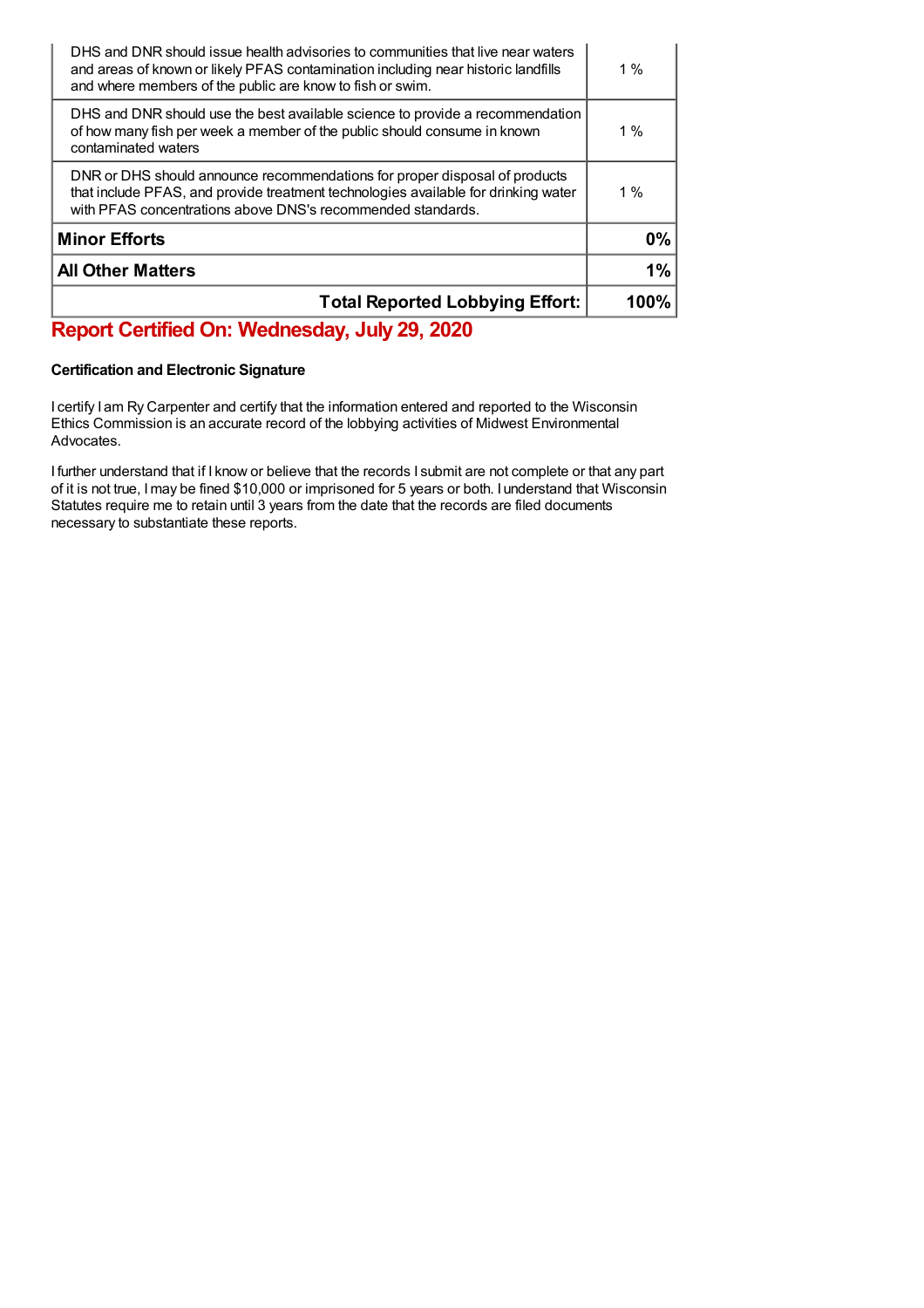| | |
|---|---|
| DHS and DNR should issue health advisories to communities that live near waters and areas of known or likely PFAS contamination including near historic landfills and where members of the public are know to fish or swim. | 1 % |
| DHS and DNR should use the best available science to provide a recommendation of how many fish per week a member of the public should consume in known contaminated waters | 1 % |
| DNR or DHS should announce recommendations for proper disposal of products that include PFAS, and provide treatment technologies available for drinking water with PFAS concentrations above DNS's recommended standards. | 1 % |
| **Minor Efforts** | **0%** |
| **All Other Matters** | **1%** |
| **Total Reported Lobbying Effort:** | **100%** |

## Report Certified On: Wednesday, July 29, 2020

**Certification and Electronic Signature**

I certify I am Ry Carpenter and certify that the information entered and reported to the Wisconsin Ethics Commission is an accurate record of the lobbying activities of Midwest Environmental Advocates.

I further understand that if I know or believe that the records I submit are not complete or that any part of it is not true, I may be fined $10,000 or imprisoned for 5 years or both. I understand that Wisconsin Statutes require me to retain until 3 years from the date that the records are filed documents necessary to substantiate these reports.